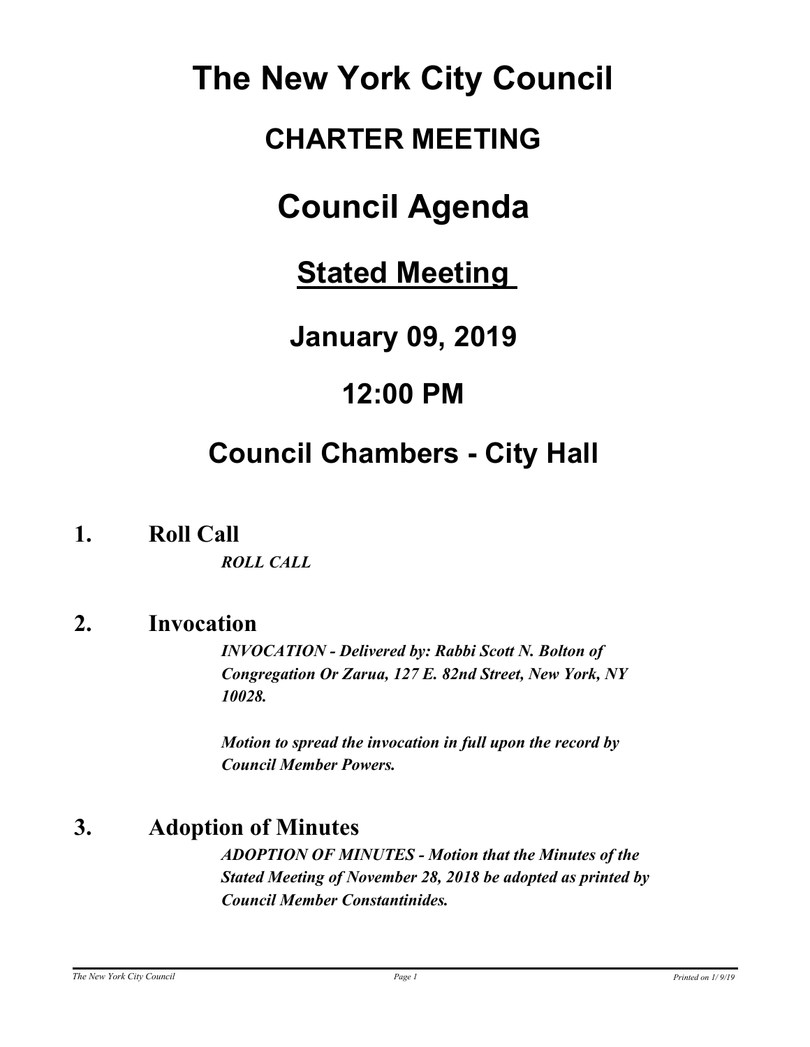# The New York City Council

## CHARTER MEETING

# Council Agenda

## <u>Stated Meeting</u>

## January 09, 2019

## 12:00 PM

## Council Chambers - City Hall

### 1. Roll Call

***ROLL CALL***

### 2. Invocation

***INVOCATION - Delivered by: Rabbi Scott N. Bolton of Congregation Or Zarua, 127 E. 82nd Street, New York, NY 10028.***

***Motion to spread the invocation in full upon the record by Council Member Powers.***

### 3. Adoption of Minutes

***ADOPTION OF MINUTES - Motion that the Minutes of the Stated Meeting of November 28, 2018 be adopted as printed by Council Member Constantinides.***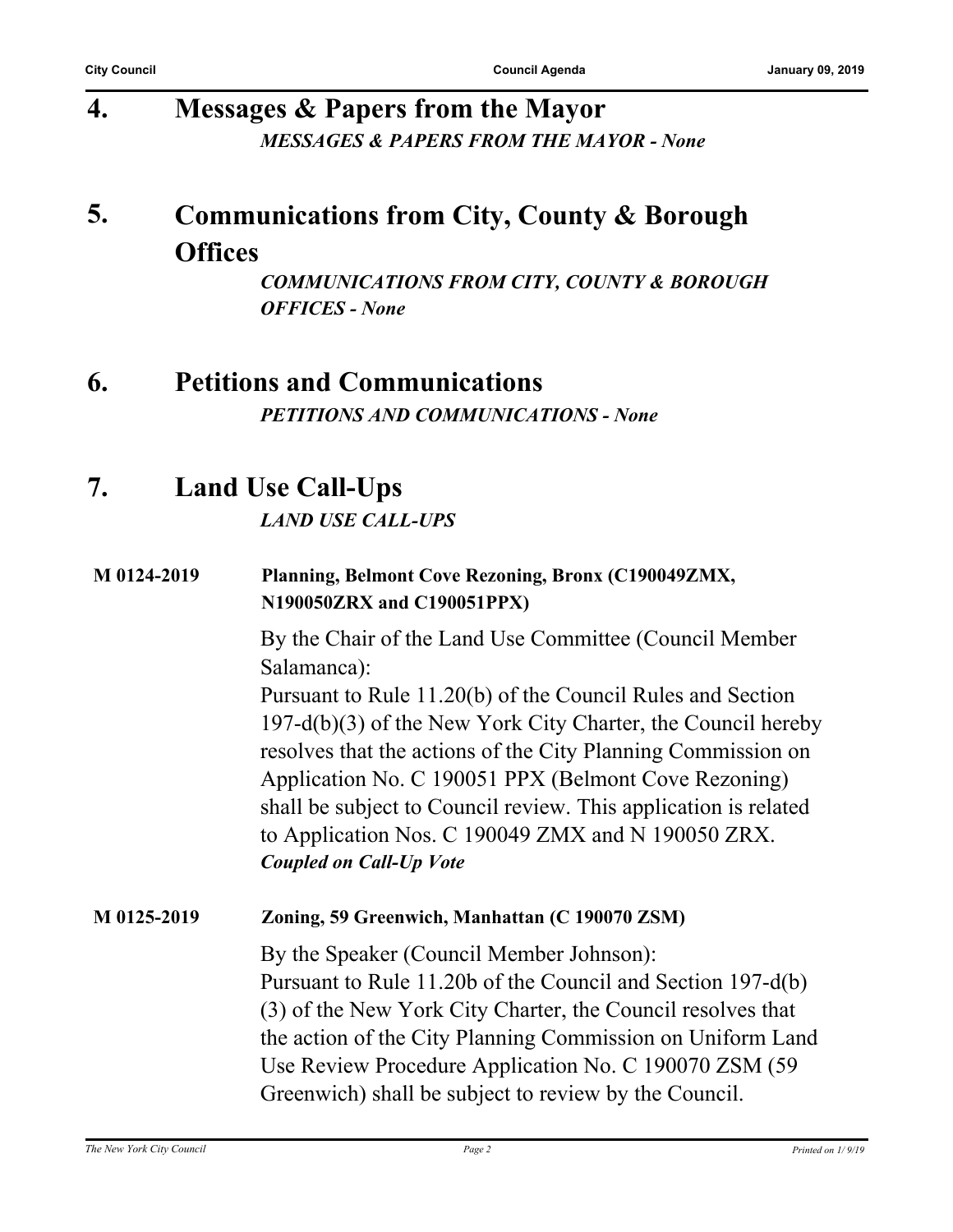## 4. Messages & Papers from the Mayor

***MESSAGES & PAPERS FROM THE MAYOR - None***

## 5. Communications from City, County & Borough Offices

***COMMUNICATIONS FROM CITY, COUNTY & BOROUGH OFFICES - None***

## 6. Petitions and Communications

***PETITIONS AND COMMUNICATIONS - None***

## 7. Land Use Call-Ups

***LAND USE CALL-UPS***

**M 0124-2019** **Planning, Belmont Cove Rezoning, Bronx (C190049ZMX, N190050ZRX and C190051PPX)**

By the Chair of the Land Use Committee (Council Member Salamanca):
Pursuant to Rule 11.20(b) of the Council Rules and Section 197-d(b)(3) of the New York City Charter, the Council hereby resolves that the actions of the City Planning Commission on Application No. C 190051 PPX (Belmont Cove Rezoning) shall be subject to Council review. This application is related to Application Nos. C 190049 ZMX and N 190050 ZRX.
***Coupled on Call-Up Vote***

**M 0125-2019** **Zoning, 59 Greenwich, Manhattan (C 190070 ZSM)**

By the Speaker (Council Member Johnson):
Pursuant to Rule 11.20b of the Council and Section 197-d(b)(3) of the New York City Charter, the Council resolves that the action of the City Planning Commission on Uniform Land Use Review Procedure Application No. C 190070 ZSM (59 Greenwich) shall be subject to review by the Council.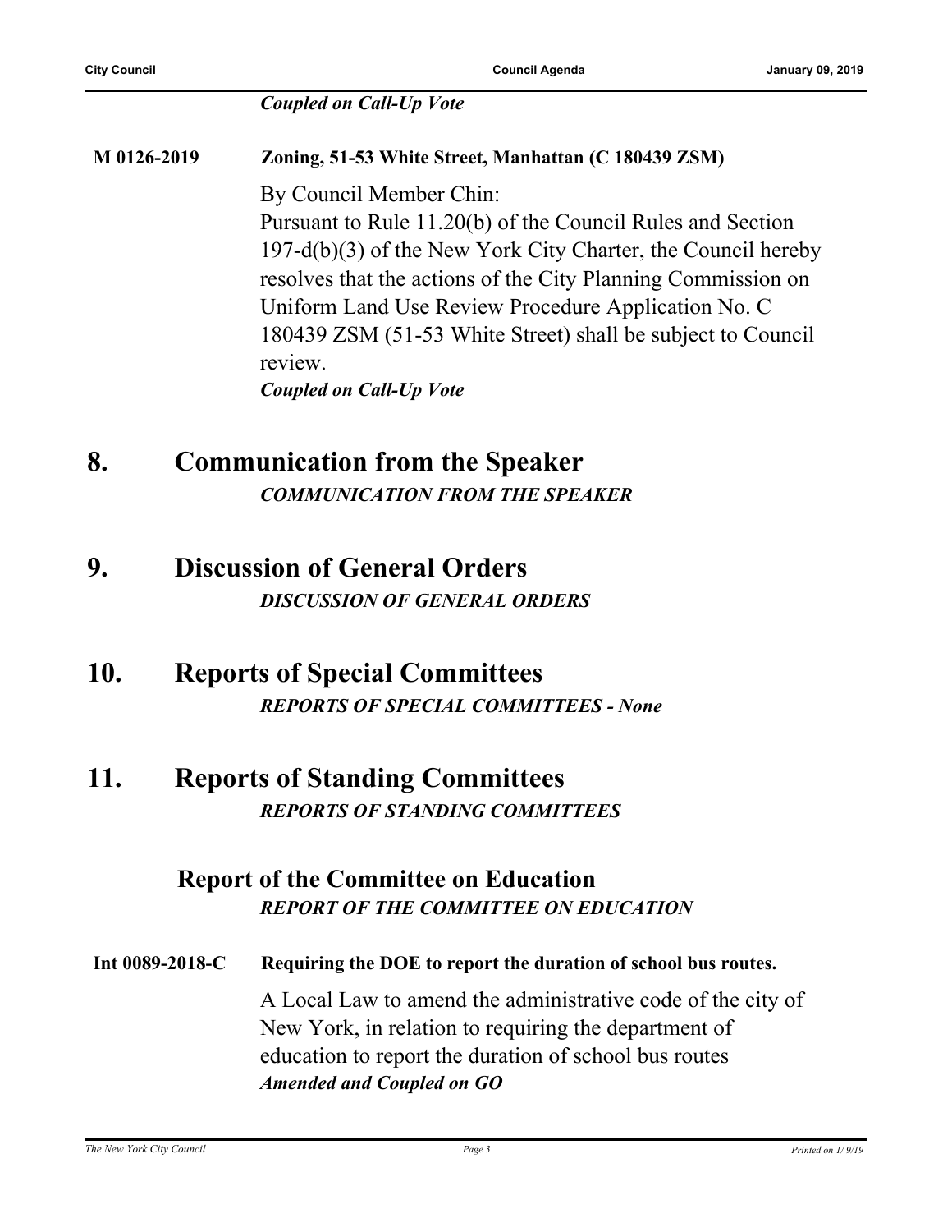*Coupled on Call-Up Vote*

**M 0126-2019** **Zoning, 51-53 White Street, Manhattan (C 180439 ZSM)**

By Council Member Chin:
Pursuant to Rule 11.20(b) of the Council Rules and Section 197-d(b)(3) of the New York City Charter, the Council hereby resolves that the actions of the City Planning Commission on Uniform Land Use Review Procedure Application No. C 180439 ZSM (51-53 White Street) shall be subject to Council review.
*Coupled on Call-Up Vote*

# 8. Communication from the Speaker

***COMMUNICATION FROM THE SPEAKER***

# 9. Discussion of General Orders

***DISCUSSION OF GENERAL ORDERS***

# 10. Reports of Special Committees

***REPORTS OF SPECIAL COMMITTEES - None***

# 11. Reports of Standing Committees

***REPORTS OF STANDING COMMITTEES***

## Report of the Committee on Education

***REPORT OF THE COMMITTEE ON EDUCATION***

**Int 0089-2018-C** **Requiring the DOE to report the duration of school bus routes.**

A Local Law to amend the administrative code of the city of New York, in relation to requiring the department of education to report the duration of school bus routes
*Amended and Coupled on GO*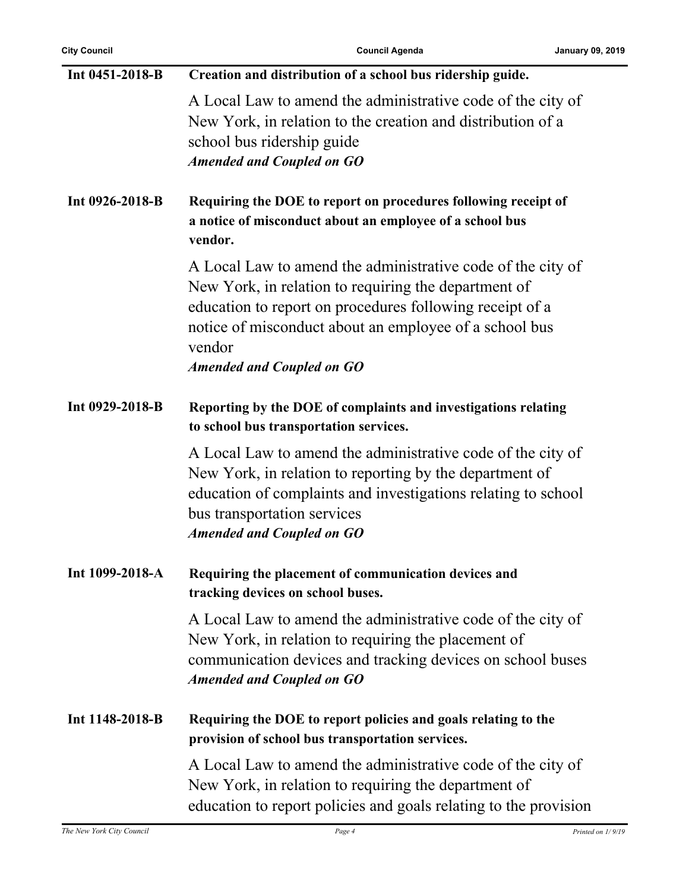**Int 0451-2018-B** **Creation and distribution of a school bus ridership guide.**

A Local Law to amend the administrative code of the city of New York, in relation to the creation and distribution of a school bus ridership guide

***Amended and Coupled on GO***

**Int 0926-2018-B** **Requiring the DOE to report on procedures following receipt of a notice of misconduct about an employee of a school bus vendor.**

A Local Law to amend the administrative code of the city of New York, in relation to requiring the department of education to report on procedures following receipt of a notice of misconduct about an employee of a school bus vendor

***Amended and Coupled on GO***

**Int 0929-2018-B** **Reporting by the DOE of complaints and investigations relating to school bus transportation services.**

A Local Law to amend the administrative code of the city of New York, in relation to reporting by the department of education of complaints and investigations relating to school bus transportation services

***Amended and Coupled on GO***

**Int 1099-2018-A** **Requiring the placement of communication devices and tracking devices on school buses.**

A Local Law to amend the administrative code of the city of New York, in relation to requiring the placement of communication devices and tracking devices on school buses

***Amended and Coupled on GO***

**Int 1148-2018-B** **Requiring the DOE to report policies and goals relating to the provision of school bus transportation services.**

A Local Law to amend the administrative code of the city of New York, in relation to requiring the department of education to report policies and goals relating to the provision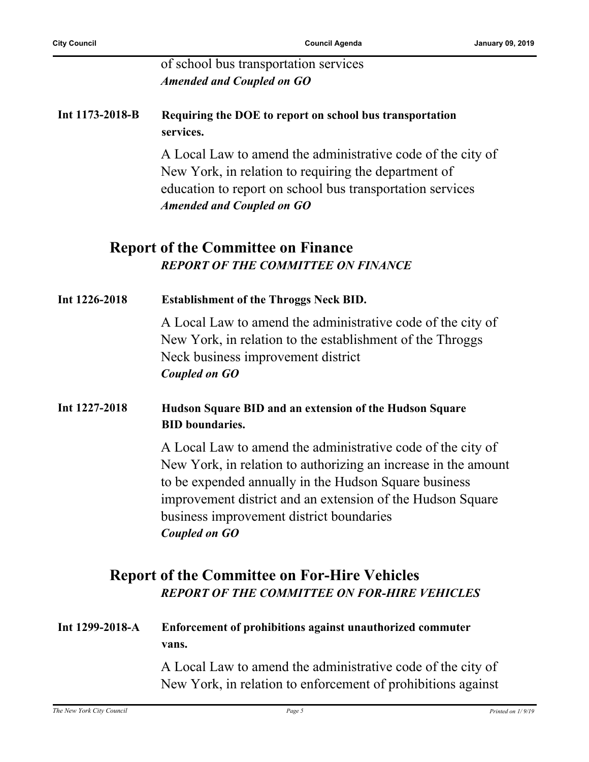of school bus transportation services
***Amended and Coupled on GO***

**Int 1173-2018-B** **Requiring the DOE to report on school bus transportation services.**

A Local Law to amend the administrative code of the city of New York, in relation to requiring the department of education to report on school bus transportation services
***Amended and Coupled on GO***

## Report of the Committee on Finance

***REPORT OF THE COMMITTEE ON FINANCE***

**Int 1226-2018** **Establishment of the Throggs Neck BID.**

A Local Law to amend the administrative code of the city of New York, in relation to the establishment of the Throggs Neck business improvement district
***Coupled on GO***

**Int 1227-2018** **Hudson Square BID and an extension of the Hudson Square BID boundaries.**

A Local Law to amend the administrative code of the city of New York, in relation to authorizing an increase in the amount to be expended annually in the Hudson Square business improvement district and an extension of the Hudson Square business improvement district boundaries
***Coupled on GO***

## Report of the Committee on For-Hire Vehicles

***REPORT OF THE COMMITTEE ON FOR-HIRE VEHICLES***

**Int 1299-2018-A** **Enforcement of prohibitions against unauthorized commuter vans.**

A Local Law to amend the administrative code of the city of New York, in relation to enforcement of prohibitions against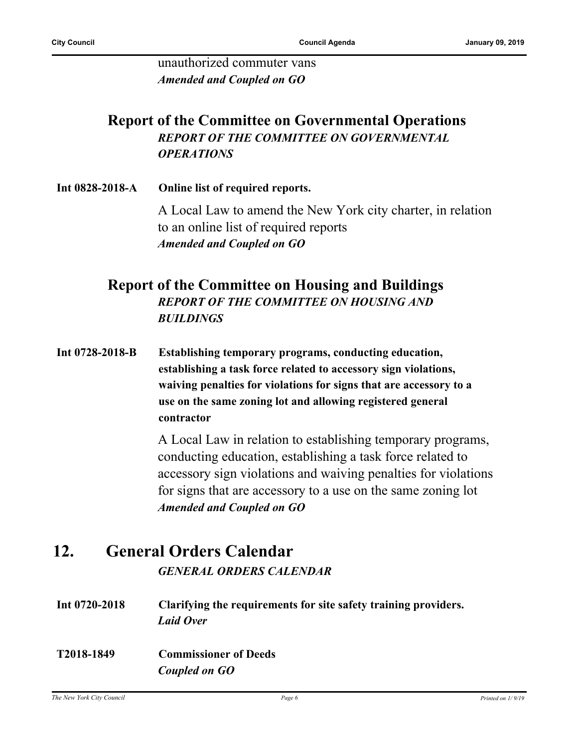unauthorized commuter vans

***Amended and Coupled on GO***

### Report of the Committee on Governmental Operations

***REPORT OF THE COMMITTEE ON GOVERNMENTAL OPERATIONS***

**Int 0828-2018-A** **Online list of required reports.**

A Local Law to amend the New York city charter, in relation to an online list of required reports

***Amended and Coupled on GO***

### Report of the Committee on Housing and Buildings

***REPORT OF THE COMMITTEE ON HOUSING AND BUILDINGS***

**Int 0728-2018-B** **Establishing temporary programs, conducting education, establishing a task force related to accessory sign violations, waiving penalties for violations for signs that are accessory to a use on the same zoning lot and allowing registered general contractor**

A Local Law in relation to establishing temporary programs, conducting education, establishing a task force related to accessory sign violations and waiving penalties for violations for signs that are accessory to a use on the same zoning lot

***Amended and Coupled on GO***

## 12. General Orders Calendar

***GENERAL ORDERS CALENDAR***

**Int 0720-2018** **Clarifying the requirements for site safety training providers.**

***Laid Over***

**T2018-1849** **Commissioner of Deeds**

***Coupled on GO***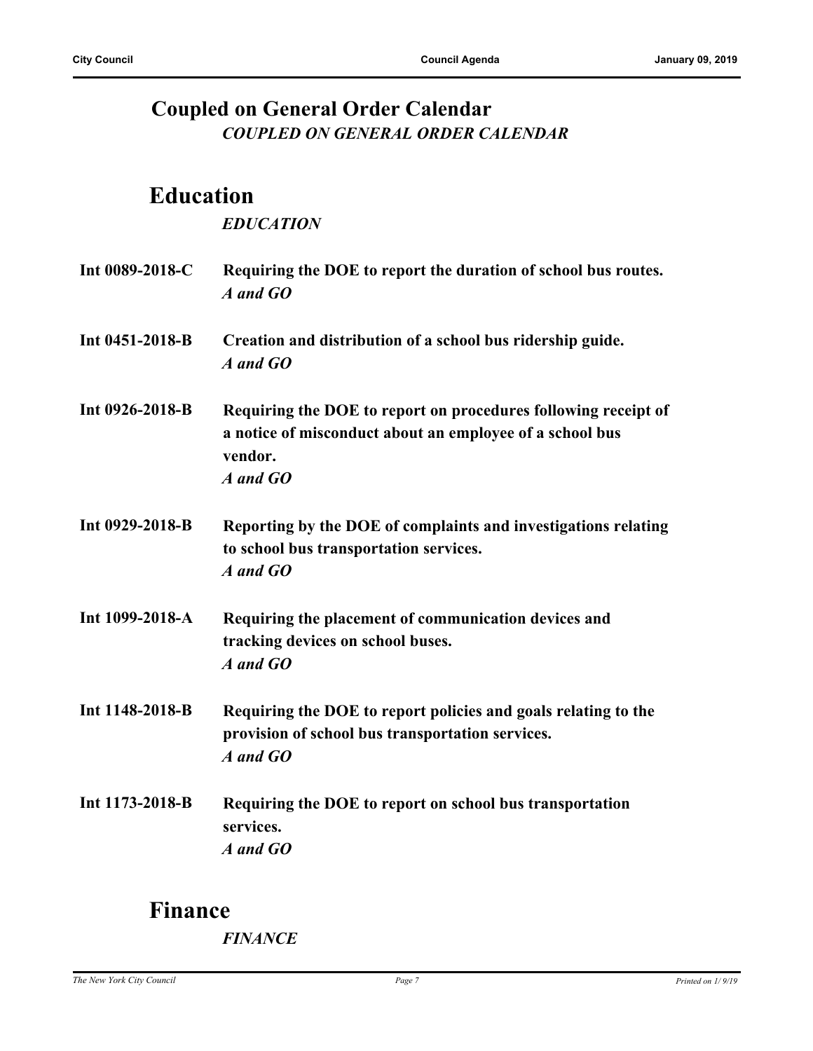## Coupled on General Order Calendar

*COUPLED ON GENERAL ORDER CALENDAR*

## Education

*EDUCATION*

**Int 0089-2018-C** **Requiring the DOE to report the duration of school bus routes.**
*A and GO*

**Int 0451-2018-B** **Creation and distribution of a school bus ridership guide.**
*A and GO*

**Int 0926-2018-B** **Requiring the DOE to report on procedures following receipt of a notice of misconduct about an employee of a school bus vendor.**
*A and GO*

**Int 0929-2018-B** **Reporting by the DOE of complaints and investigations relating to school bus transportation services.**
*A and GO*

**Int 1099-2018-A** **Requiring the placement of communication devices and tracking devices on school buses.**
*A and GO*

**Int 1148-2018-B** **Requiring the DOE to report policies and goals relating to the provision of school bus transportation services.**
*A and GO*

**Int 1173-2018-B** **Requiring the DOE to report on school bus transportation services.**
*A and GO*

## Finance

*FINANCE*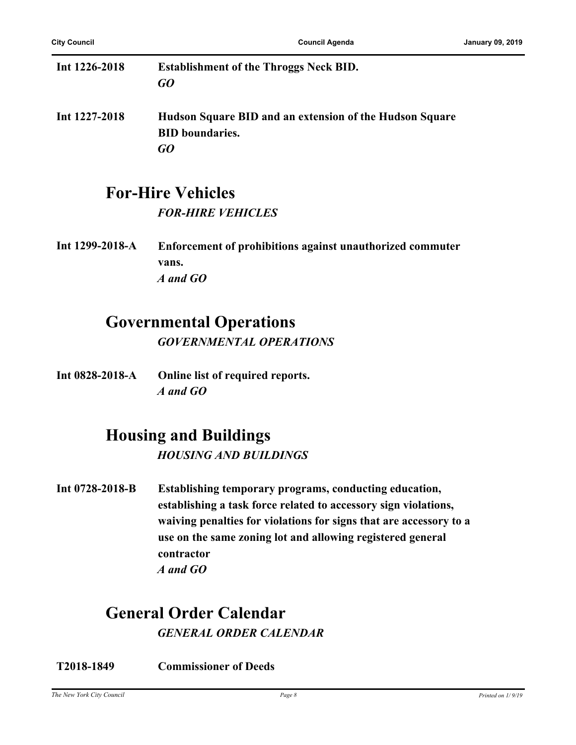**Int 1226-2018** **Establishment of the Throggs Neck BID.**
***GO***

**Int 1227-2018** **Hudson Square BID and an extension of the Hudson Square BID boundaries.**
***GO***

## For-Hire Vehicles

***FOR-HIRE VEHICLES***

**Int 1299-2018-A** **Enforcement of prohibitions against unauthorized commuter vans.**
***A and GO***

## Governmental Operations

***GOVERNMENTAL OPERATIONS***

**Int 0828-2018-A** **Online list of required reports.**
***A and GO***

## Housing and Buildings

***HOUSING AND BUILDINGS***

**Int 0728-2018-B** **Establishing temporary programs, conducting education, establishing a task force related to accessory sign violations, waiving penalties for violations for signs that are accessory to a use on the same zoning lot and allowing registered general contractor**
***A and GO***

## General Order Calendar

***GENERAL ORDER CALENDAR***

**T2018-1849** **Commissioner of Deeds**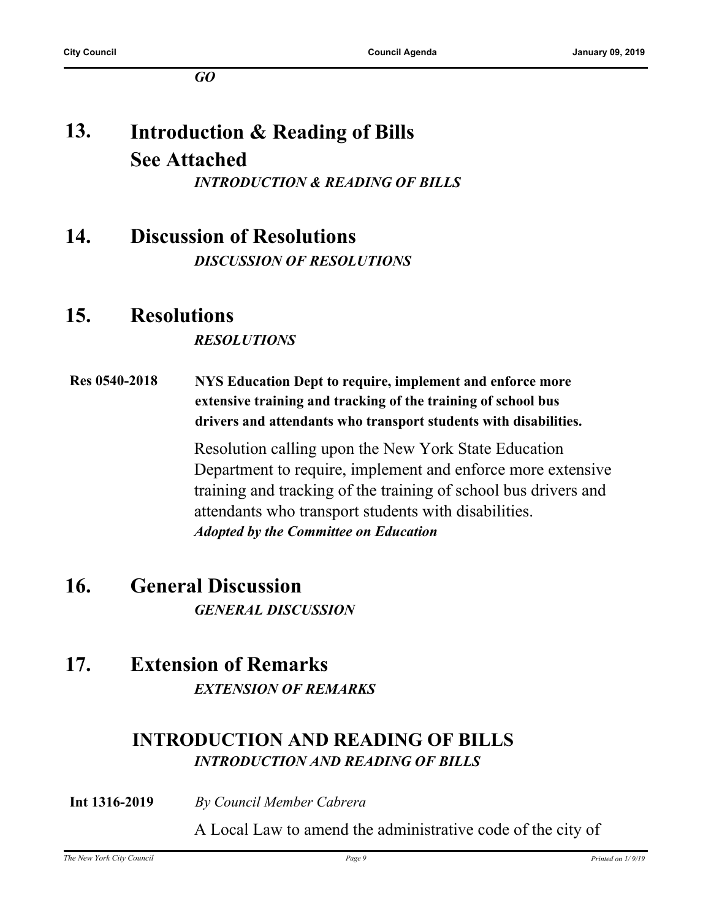*GO*

## 13. Introduction & Reading of Bills
## See Attached

*INTRODUCTION & READING OF BILLS*

## 14. Discussion of Resolutions

*DISCUSSION OF RESOLUTIONS*

## 15. Resolutions

*RESOLUTIONS*

**Res 0540-2018** **NYS Education Dept to require, implement and enforce more extensive training and tracking of the training of school bus drivers and attendants who transport students with disabilities.**

Resolution calling upon the New York State Education Department to require, implement and enforce more extensive training and tracking of the training of school bus drivers and attendants who transport students with disabilities.

***Adopted by the Committee on Education***

## 16. General Discussion

*GENERAL DISCUSSION*

## 17. Extension of Remarks

*EXTENSION OF REMARKS*

## INTRODUCTION AND READING OF BILLS

*INTRODUCTION AND READING OF BILLS*

**Int 1316-2019** *By Council Member Cabrera*

A Local Law to amend the administrative code of the city of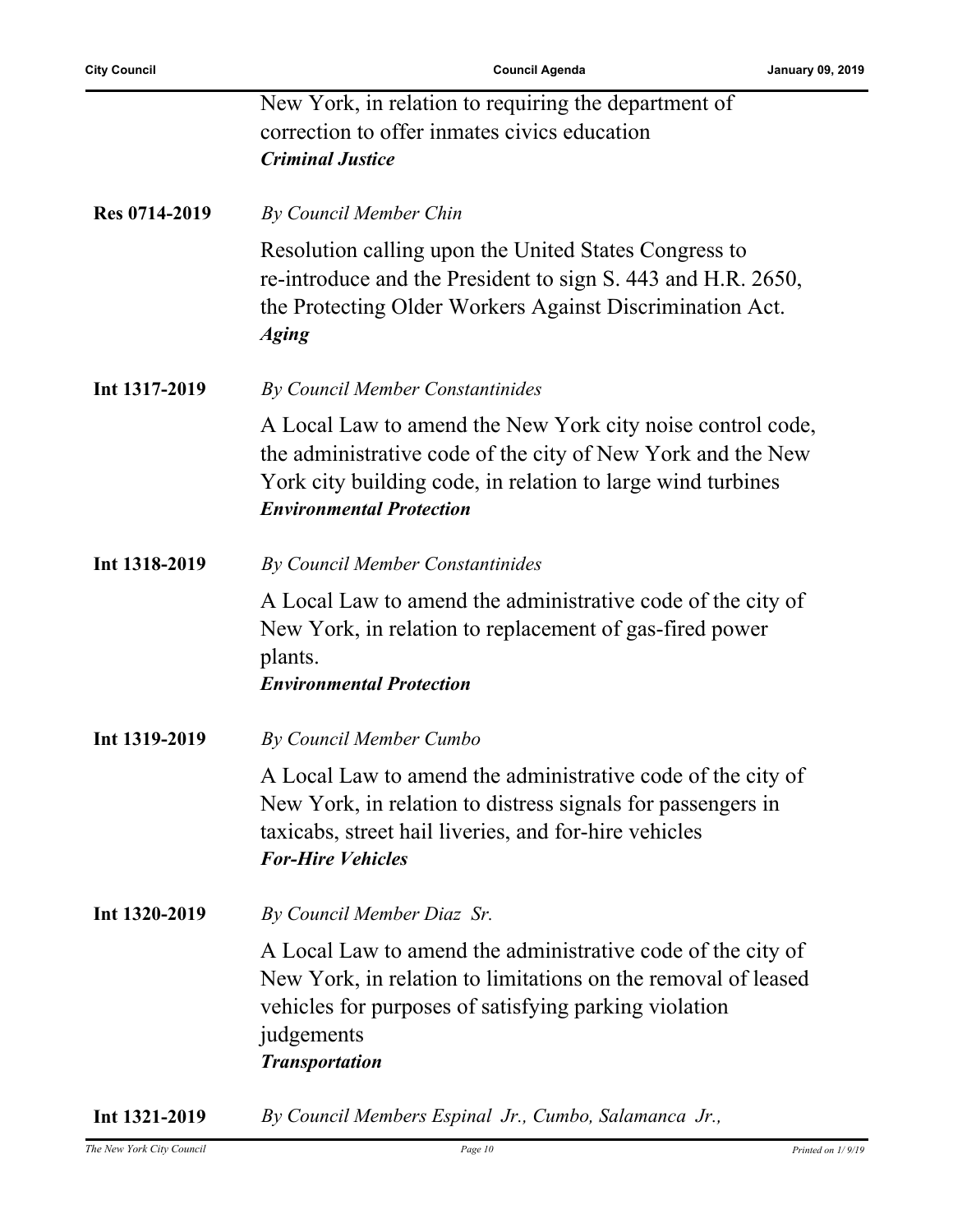New York, in relation to requiring the department of correction to offer inmates civics education
***Criminal Justice***

**Res 0714-2019** *By Council Member Chin*

Resolution calling upon the United States Congress to re-introduce and the President to sign S. 443 and H.R. 2650, the Protecting Older Workers Against Discrimination Act.
***Aging***

**Int 1317-2019** *By Council Member Constantinides*

A Local Law to amend the New York city noise control code, the administrative code of the city of New York and the New York city building code, in relation to large wind turbines
***Environmental Protection***

**Int 1318-2019** *By Council Member Constantinides*

A Local Law to amend the administrative code of the city of New York, in relation to replacement of gas-fired power plants.
***Environmental Protection***

**Int 1319-2019** *By Council Member Cumbo*

A Local Law to amend the administrative code of the city of New York, in relation to distress signals for passengers in taxicabs, street hail liveries, and for-hire vehicles
***For-Hire Vehicles***

**Int 1320-2019** *By Council Member Diaz Sr.*

A Local Law to amend the administrative code of the city of New York, in relation to limitations on the removal of leased vehicles for purposes of satisfying parking violation judgements
***Transportation***

**Int 1321-2019** *By Council Members Espinal Jr., Cumbo, Salamanca Jr.,*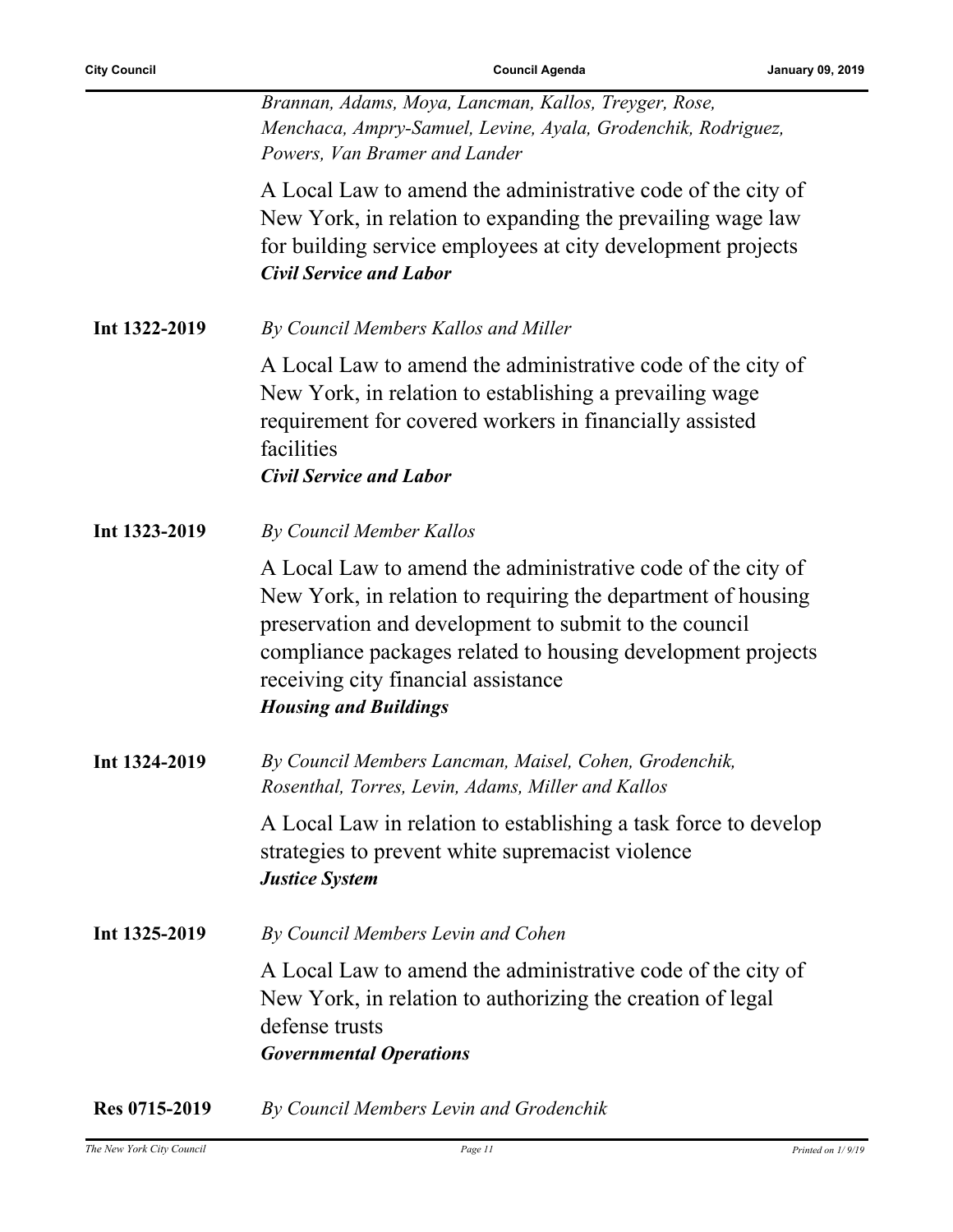*Brannan, Adams, Moya, Lancman, Kallos, Treyger, Rose, Menchaca, Ampry-Samuel, Levine, Ayala, Grodenchik, Rodriguez, Powers, Van Bramer and Lander*

A Local Law to amend the administrative code of the city of New York, in relation to expanding the prevailing wage law for building service employees at city development projects
***Civil Service and Labor***

**Int 1322-2019** *By Council Members Kallos and Miller*

A Local Law to amend the administrative code of the city of New York, in relation to establishing a prevailing wage requirement for covered workers in financially assisted facilities
***Civil Service and Labor***

**Int 1323-2019** *By Council Member Kallos*

A Local Law to amend the administrative code of the city of New York, in relation to requiring the department of housing preservation and development to submit to the council compliance packages related to housing development projects receiving city financial assistance
***Housing and Buildings***

**Int 1324-2019** *By Council Members Lancman, Maisel, Cohen, Grodenchik, Rosenthal, Torres, Levin, Adams, Miller and Kallos*

A Local Law in relation to establishing a task force to develop strategies to prevent white supremacist violence
***Justice System***

**Int 1325-2019** *By Council Members Levin and Cohen*

A Local Law to amend the administrative code of the city of New York, in relation to authorizing the creation of legal defense trusts
***Governmental Operations***

**Res 0715-2019** *By Council Members Levin and Grodenchik*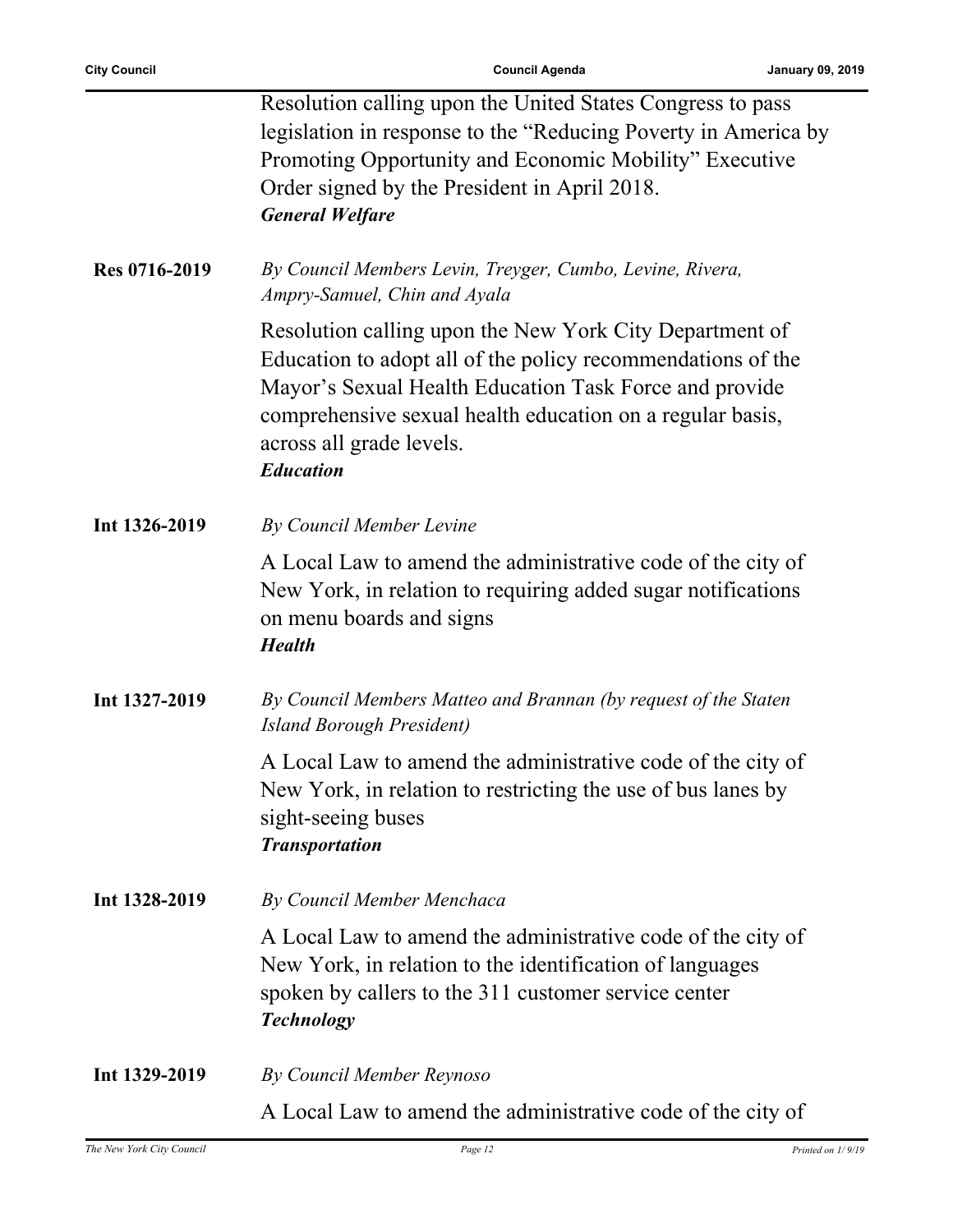Resolution calling upon the United States Congress to pass legislation in response to the "Reducing Poverty in America by Promoting Opportunity and Economic Mobility" Executive Order signed by the President in April 2018.
***General Welfare***

**Res 0716-2019**

*By Council Members Levin, Treyger, Cumbo, Levine, Rivera, Ampry-Samuel, Chin and Ayala*

Resolution calling upon the New York City Department of Education to adopt all of the policy recommendations of the Mayor's Sexual Health Education Task Force and provide comprehensive sexual health education on a regular basis, across all grade levels.
***Education***

**Int 1326-2019**

*By Council Member Levine*

A Local Law to amend the administrative code of the city of New York, in relation to requiring added sugar notifications on menu boards and signs
***Health***

**Int 1327-2019**

*By Council Members Matteo and Brannan (by request of the Staten Island Borough President)*

A Local Law to amend the administrative code of the city of New York, in relation to restricting the use of bus lanes by sight-seeing buses
***Transportation***

**Int 1328-2019**

*By Council Member Menchaca*

A Local Law to amend the administrative code of the city of New York, in relation to the identification of languages spoken by callers to the 311 customer service center
***Technology***

**Int 1329-2019**

*By Council Member Reynoso*

A Local Law to amend the administrative code of the city of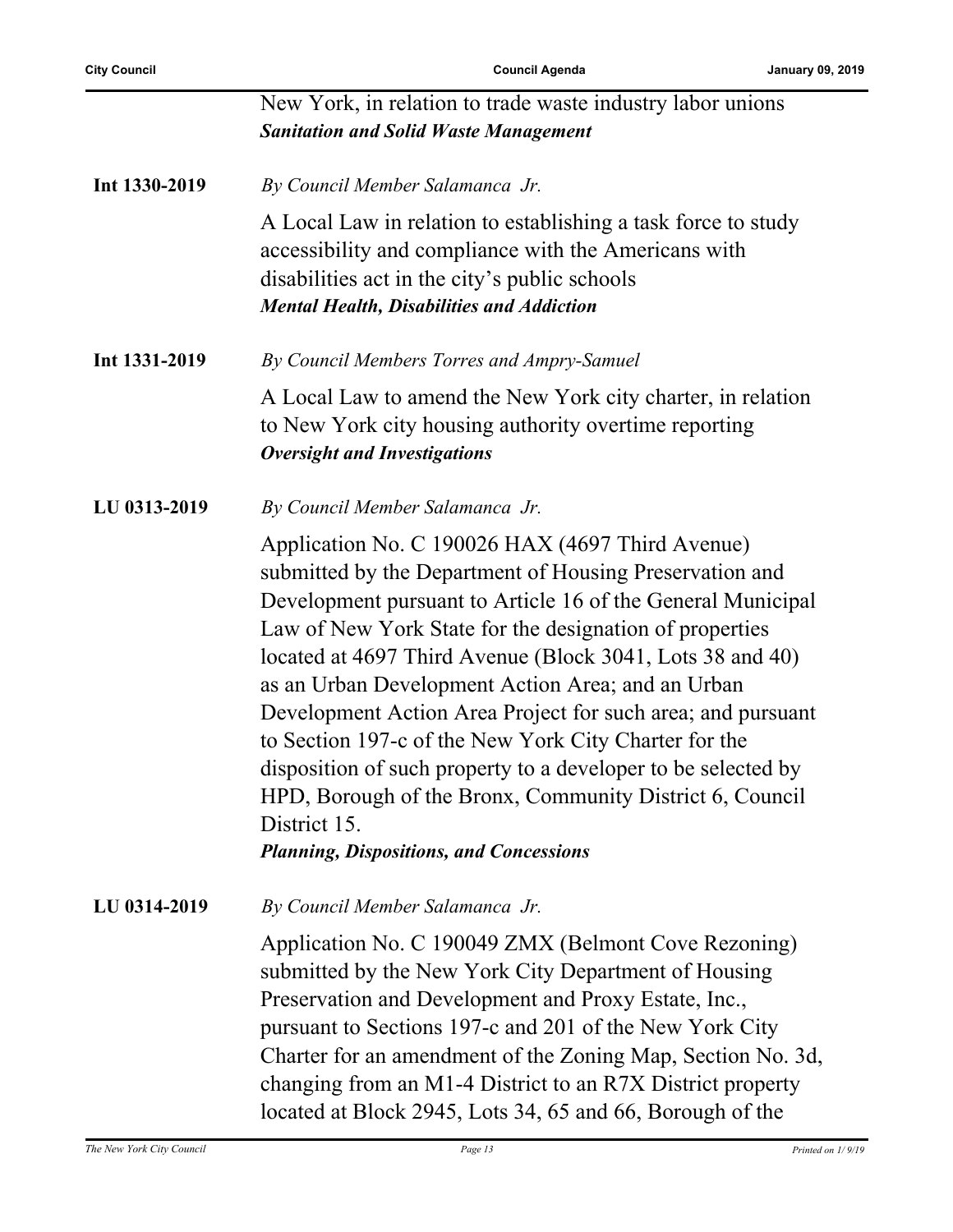New York, in relation to trade waste industry labor unions
***Sanitation and Solid Waste Management***

**Int 1330-2019** *By Council Member Salamanca Jr.*

A Local Law in relation to establishing a task force to study accessibility and compliance with the Americans with disabilities act in the city's public schools
***Mental Health, Disabilities and Addiction***

**Int 1331-2019** *By Council Members Torres and Ampry-Samuel*

A Local Law to amend the New York city charter, in relation to New York city housing authority overtime reporting
***Oversight and Investigations***

**LU 0313-2019** *By Council Member Salamanca Jr.*

Application No. C 190026 HAX (4697 Third Avenue) submitted by the Department of Housing Preservation and Development pursuant to Article 16 of the General Municipal Law of New York State for the designation of properties located at 4697 Third Avenue (Block 3041, Lots 38 and 40) as an Urban Development Action Area; and an Urban Development Action Area Project for such area; and pursuant to Section 197-c of the New York City Charter for the disposition of such property to a developer to be selected by HPD, Borough of the Bronx, Community District 6, Council District 15.
***Planning, Dispositions, and Concessions***

**LU 0314-2019** *By Council Member Salamanca Jr.*

Application No. C 190049 ZMX (Belmont Cove Rezoning) submitted by the New York City Department of Housing Preservation and Development and Proxy Estate, Inc., pursuant to Sections 197-c and 201 of the New York City Charter for an amendment of the Zoning Map, Section No. 3d, changing from an M1-4 District to an R7X District property located at Block 2945, Lots 34, 65 and 66, Borough of the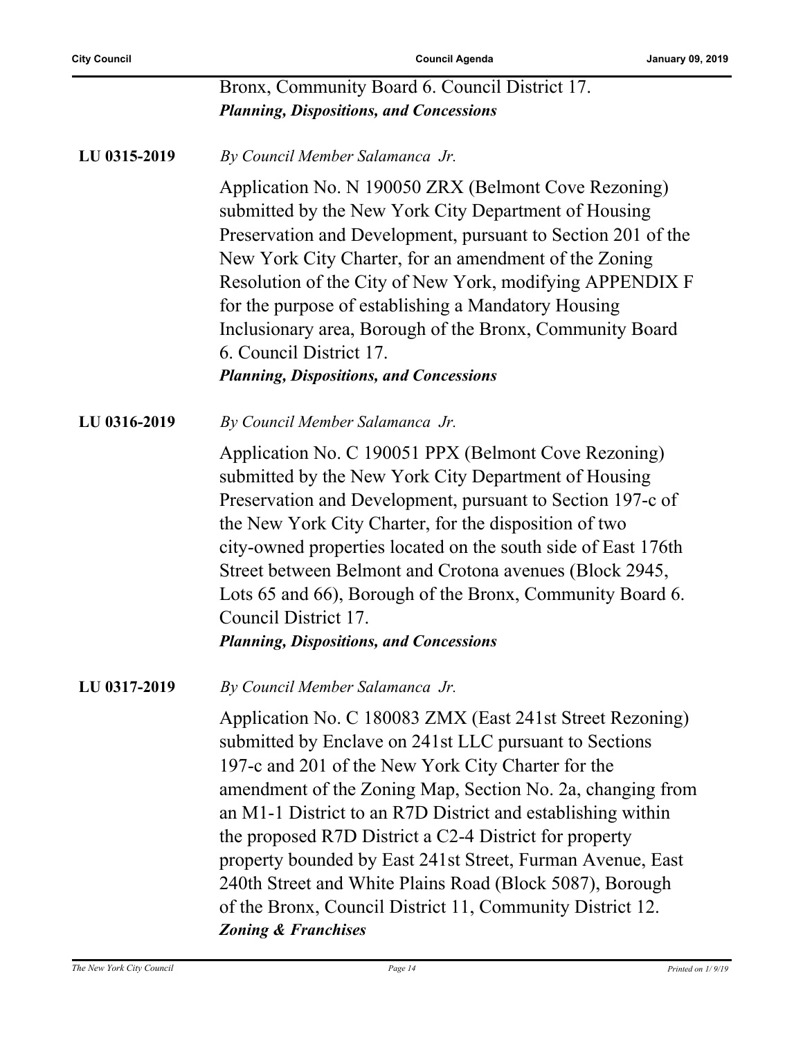Bronx, Community Board 6. Council District 17.
***Planning, Dispositions, and Concessions***

**LU 0315-2019** *By Council Member Salamanca Jr.*

Application No. N 190050 ZRX (Belmont Cove Rezoning) submitted by the New York City Department of Housing Preservation and Development, pursuant to Section 201 of the New York City Charter, for an amendment of the Zoning Resolution of the City of New York, modifying APPENDIX F for the purpose of establishing a Mandatory Housing Inclusionary area, Borough of the Bronx, Community Board 6. Council District 17.
***Planning, Dispositions, and Concessions***

**LU 0316-2019** *By Council Member Salamanca Jr.*

Application No. C 190051 PPX (Belmont Cove Rezoning) submitted by the New York City Department of Housing Preservation and Development, pursuant to Section 197-c of the New York City Charter, for the disposition of two city-owned properties located on the south side of East 176th Street between Belmont and Crotona avenues (Block 2945, Lots 65 and 66), Borough of the Bronx, Community Board 6. Council District 17.
***Planning, Dispositions, and Concessions***

**LU 0317-2019** *By Council Member Salamanca Jr.*

Application No. C 180083 ZMX (East 241st Street Rezoning) submitted by Enclave on 241st LLC pursuant to Sections 197-c and 201 of the New York City Charter for the amendment of the Zoning Map, Section No. 2a, changing from an M1-1 District to an R7D District and establishing within the proposed R7D District a C2-4 District for property property bounded by East 241st Street, Furman Avenue, East 240th Street and White Plains Road (Block 5087), Borough of the Bronx, Council District 11, Community District 12.
***Zoning & Franchises***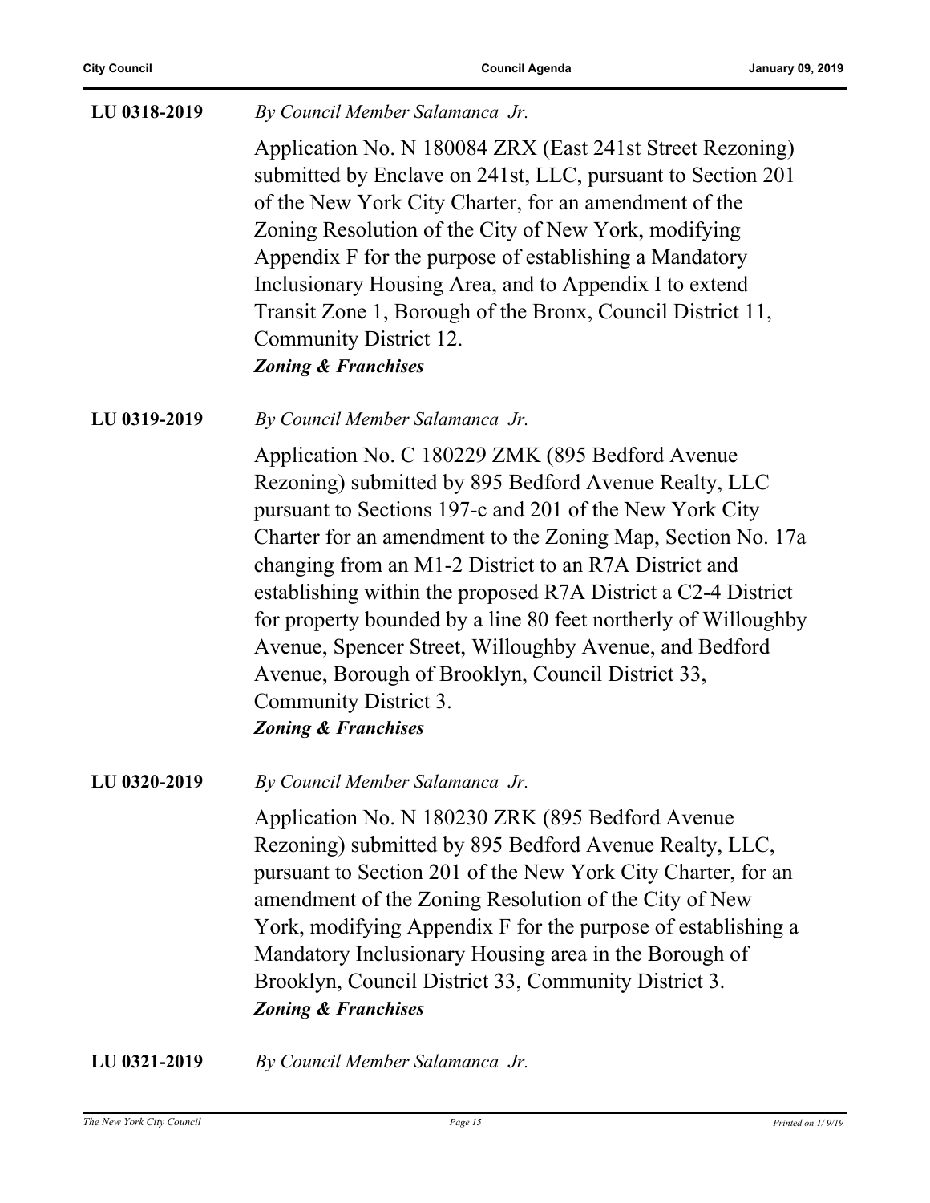**LU 0318-2019** *By Council Member Salamanca Jr.*

Application No. N 180084 ZRX (East 241st Street Rezoning) submitted by Enclave on 241st, LLC, pursuant to Section 201 of the New York City Charter, for an amendment of the Zoning Resolution of the City of New York, modifying Appendix F for the purpose of establishing a Mandatory Inclusionary Housing Area, and to Appendix I to extend Transit Zone 1, Borough of the Bronx, Council District 11, Community District 12.

***Zoning & Franchises***

**LU 0319-2019** *By Council Member Salamanca Jr.*

Application No. C 180229 ZMK (895 Bedford Avenue Rezoning) submitted by 895 Bedford Avenue Realty, LLC pursuant to Sections 197-c and 201 of the New York City Charter for an amendment to the Zoning Map, Section No. 17a changing from an M1-2 District to an R7A District and establishing within the proposed R7A District a C2-4 District for property bounded by a line 80 feet northerly of Willoughby Avenue, Spencer Street, Willoughby Avenue, and Bedford Avenue, Borough of Brooklyn, Council District 33, Community District 3.

***Zoning & Franchises***

**LU 0320-2019** *By Council Member Salamanca Jr.*

Application No. N 180230 ZRK (895 Bedford Avenue Rezoning) submitted by 895 Bedford Avenue Realty, LLC, pursuant to Section 201 of the New York City Charter, for an amendment of the Zoning Resolution of the City of New York, modifying Appendix F for the purpose of establishing a Mandatory Inclusionary Housing area in the Borough of Brooklyn, Council District 33, Community District 3.

***Zoning & Franchises***

**LU 0321-2019** *By Council Member Salamanca Jr.*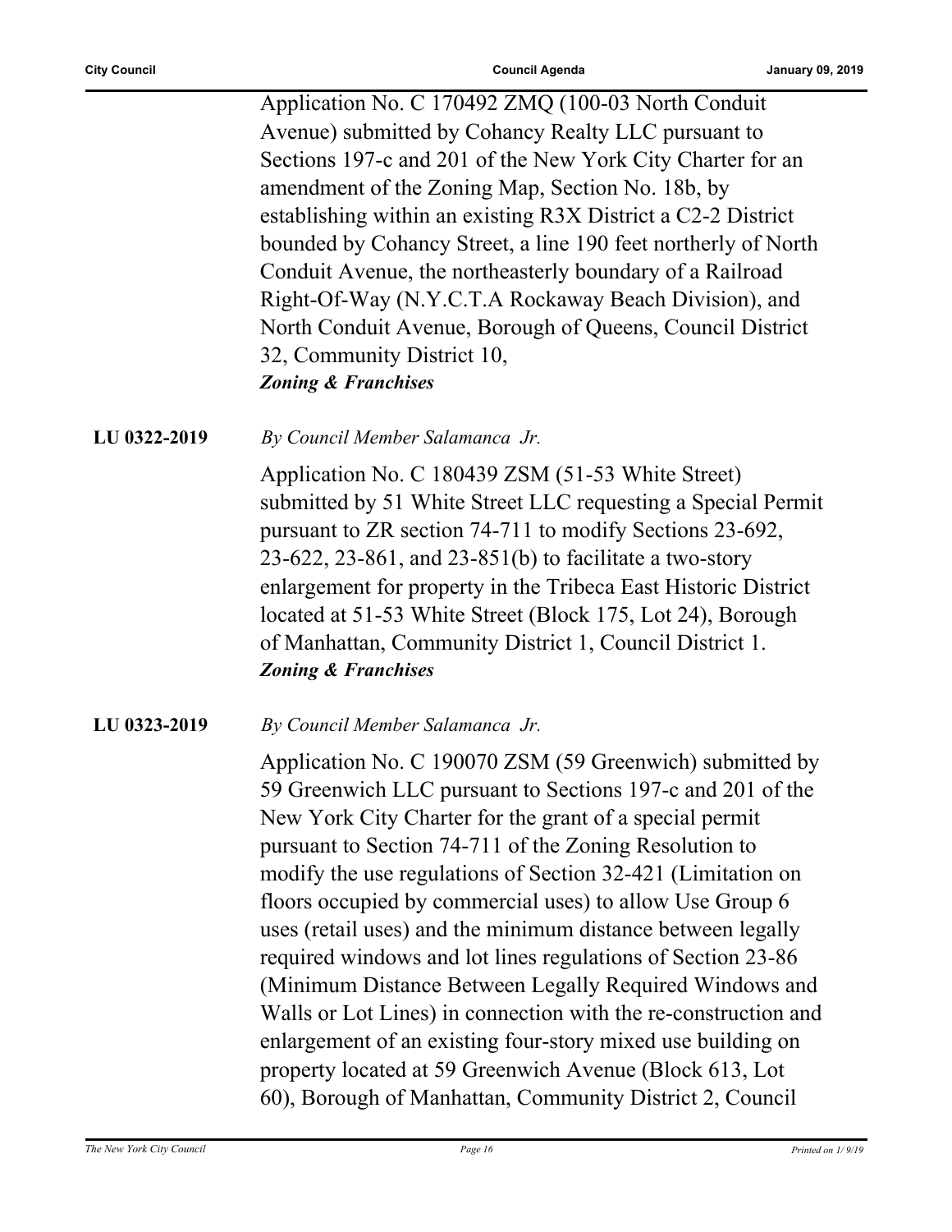Application No. C 170492 ZMQ (100-03 North Conduit Avenue) submitted by Cohancy Realty LLC pursuant to Sections 197-c and 201 of the New York City Charter for an amendment of the Zoning Map, Section No. 18b, by establishing within an existing R3X District a C2-2 District bounded by Cohancy Street, a line 190 feet northerly of North Conduit Avenue, the northeasterly boundary of a Railroad Right-Of-Way (N.Y.C.T.A Rockaway Beach Division), and North Conduit Avenue, Borough of Queens, Council District 32, Community District 10,

***Zoning & Franchises***

**LU 0322-2019** *By Council Member Salamanca Jr.*

Application No. C 180439 ZSM (51-53 White Street) submitted by 51 White Street LLC requesting a Special Permit pursuant to ZR section 74-711 to modify Sections 23-692, 23-622, 23-861, and 23-851(b) to facilitate a two-story enlargement for property in the Tribeca East Historic District located at 51-53 White Street (Block 175, Lot 24), Borough of Manhattan, Community District 1, Council District 1.

***Zoning & Franchises***

**LU 0323-2019** *By Council Member Salamanca Jr.*

Application No. C 190070 ZSM (59 Greenwich) submitted by 59 Greenwich LLC pursuant to Sections 197-c and 201 of the New York City Charter for the grant of a special permit pursuant to Section 74-711 of the Zoning Resolution to modify the use regulations of Section 32-421 (Limitation on floors occupied by commercial uses) to allow Use Group 6 uses (retail uses) and the minimum distance between legally required windows and lot lines regulations of Section 23-86 (Minimum Distance Between Legally Required Windows and Walls or Lot Lines) in connection with the re-construction and enlargement of an existing four-story mixed use building on property located at 59 Greenwich Avenue (Block 613, Lot 60), Borough of Manhattan, Community District 2, Council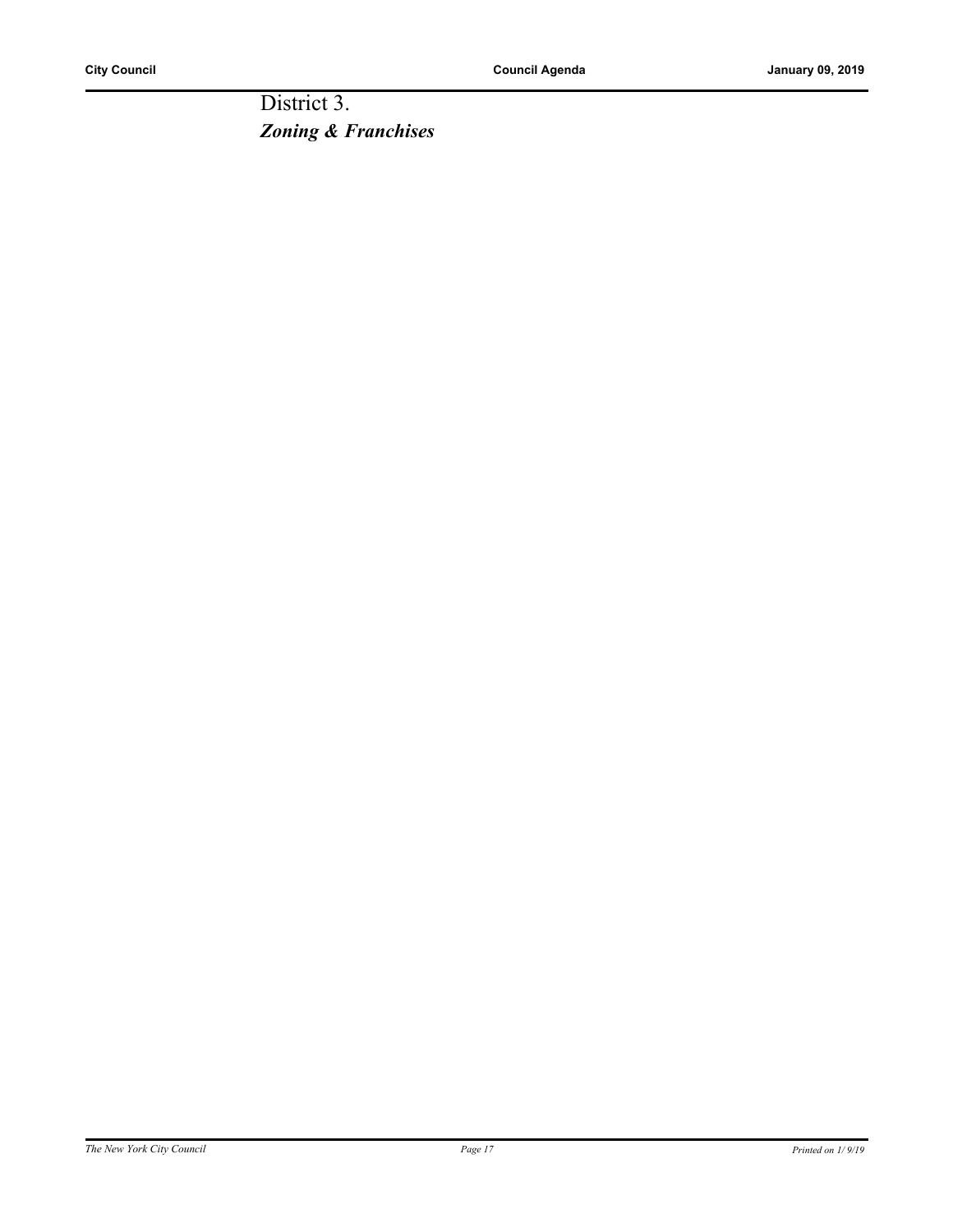District 3.

***Zoning & Franchises***